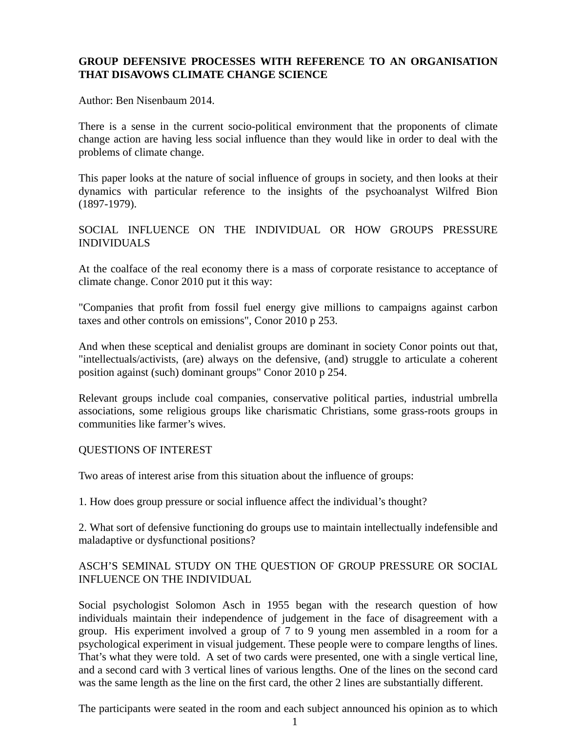**GROUP DEFENSIVE PROCESSES WITH REFERENCE TO AN ORGANISATION THAT DISAVOWS CLIMATE CHANGE SCIENCE**

Author: Ben Nisenbaum 2014.

There is a sense in the current socio-political environment that the proponents of climate change action are having less social influence than they would like in order to deal with the problems of climate change.

This paper looks at the nature of social influence of groups in society, and then looks at their dynamics with particular reference to the insights of the psychoanalyst Wilfred Bion (1897-1979).

SOCIAL INFLUENCE ON THE INDIVIDUAL OR HOW GROUPS PRESSURE INDIVIDUALS

At the coalface of the real economy there is a mass of corporate resistance to acceptance of climate change. Conor 2010 put it this way:

"Companies that profit from fossil fuel energy give millions to campaigns against carbon taxes and other controls on emissions", Conor 2010 p 253.

And when these sceptical and denialist groups are dominant in society Conor points out that, "intellectuals/activists, (are) always on the defensive, (and) struggle to articulate a coherent position against (such) dominant groups" Conor 2010 p 254.

Relevant groups include coal companies, conservative political parties, industrial umbrella associations, some religious groups like charismatic Christians, some grass-roots groups in communities like farmer's wives.

QUESTIONS OF INTEREST

Two areas of interest arise from this situation about the influence of groups:

1. How does group pressure or social influence affect the individual's thought?

2. What sort of defensive functioning do groups use to maintain intellectually indefensible and maladaptive or dysfunctional positions?

ASCH'S SEMINAL STUDY ON THE QUESTION OF GROUP PRESSURE OR SOCIAL INFLUENCE ON THE INDIVIDUAL

Social psychologist Solomon Asch in 1955 began with the research question of how individuals maintain their independence of judgement in the face of disagreement with a group. His experiment involved a group of 7 to 9 young men assembled in a room for a psychological experiment in visual judgement. These people were to compare lengths of lines. That's what they were told. A set of two cards were presented, one with a single vertical line, and a second card with 3 vertical lines of various lengths. One of the lines on the second card was the same length as the line on the first card, the other 2 lines are substantially different.

The participants were seated in the room and each subject announced his opinion as to which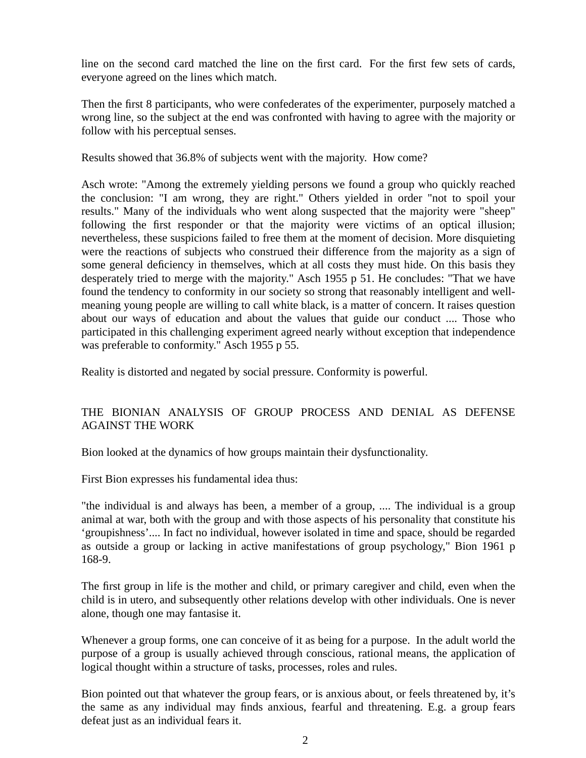line on the second card matched the line on the first card. For the first few sets of cards, everyone agreed on the lines which match.

Then the first 8 participants, who were confederates of the experimenter, purposely matched a wrong line, so the subject at the end was confronted with having to agree with the majority or follow with his perceptual senses.

Results showed that 36.8% of subjects went with the majority. How come?

Asch wrote: "Among the extremely yielding persons we found a group who quickly reached the conclusion: "I am wrong, they are right." Others yielded in order "not to spoil your results." Many of the individuals who went along suspected that the majority were "sheep" following the first responder or that the majority were victims of an optical illusion; nevertheless, these suspicions failed to free them at the moment of decision. More disquieting were the reactions of subjects who construed their difference from the majority as a sign of some general deficiency in themselves, which at all costs they must hide. On this basis they desperately tried to merge with the majority." Asch 1955 p 51. He concludes: "That we have found the tendency to conformity in our society so strong that reasonably intelligent and well-meaning young people are willing to call white black, is a matter of concern. It raises question about our ways of education and about the values that guide our conduct .... Those who participated in this challenging experiment agreed nearly without exception that independence was preferable to conformity." Asch 1955 p 55.

Reality is distorted and negated by social pressure. Conformity is powerful.

## THE BIONIAN ANALYSIS OF GROUP PROCESS AND DENIAL AS DEFENSE AGAINST THE WORK

Bion looked at the dynamics of how groups maintain their dysfunctionality.

First Bion expresses his fundamental idea thus:

"the individual is and always has been, a member of a group, .... The individual is a group animal at war, both with the group and with those aspects of his personality that constitute his ‘groupishness’.... In fact no individual, however isolated in time and space, should be regarded as outside a group or lacking in active manifestations of group psychology," Bion 1961 p 168-9.

The first group in life is the mother and child, or primary caregiver and child, even when the child is in utero, and subsequently other relations develop with other individuals. One is never alone, though one may fantasise it.

Whenever a group forms, one can conceive of it as being for a purpose. In the adult world the purpose of a group is usually achieved through conscious, rational means, the application of logical thought within a structure of tasks, processes, roles and rules.

Bion pointed out that whatever the group fears, or is anxious about, or feels threatened by, it’s the same as any individual may finds anxious, fearful and threatening. E.g. a group fears defeat just as an individual fears it.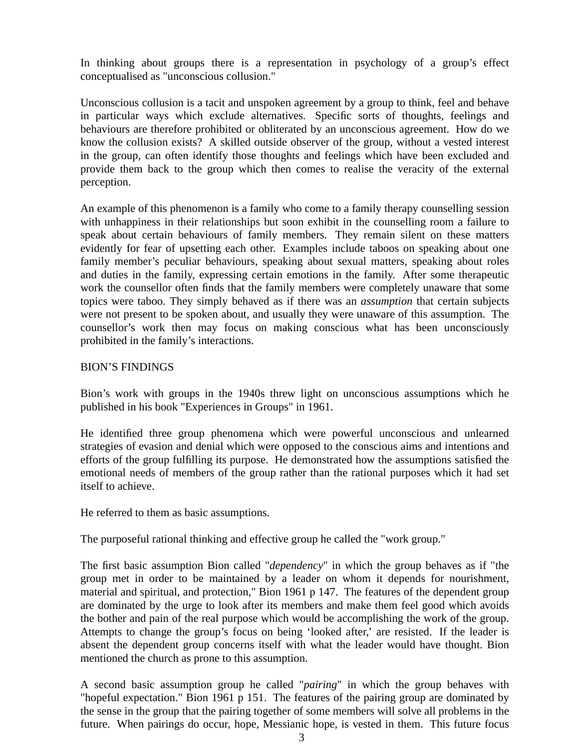In thinking about groups there is a representation in psychology of a group's effect conceptualised as "unconscious collusion."

Unconscious collusion is a tacit and unspoken agreement by a group to think, feel and behave in particular ways which exclude alternatives. Specific sorts of thoughts, feelings and behaviours are therefore prohibited or obliterated by an unconscious agreement. How do we know the collusion exists? A skilled outside observer of the group, without a vested interest in the group, can often identify those thoughts and feelings which have been excluded and provide them back to the group which then comes to realise the veracity of the external perception.

An example of this phenomenon is a family who come to a family therapy counselling session with unhappiness in their relationships but soon exhibit in the counselling room a failure to speak about certain behaviours of family members. They remain silent on these matters evidently for fear of upsetting each other. Examples include taboos on speaking about one family member's peculiar behaviours, speaking about sexual matters, speaking about roles and duties in the family, expressing certain emotions in the family. After some therapeutic work the counsellor often finds that the family members were completely unaware that some topics were taboo. They simply behaved as if there was an *assumption* that certain subjects were not present to be spoken about, and usually they were unaware of this assumption. The counsellor's work then may focus on making conscious what has been unconsciously prohibited in the family's interactions.

## BION'S FINDINGS

Bion's work with groups in the 1940s threw light on unconscious assumptions which he published in his book "Experiences in Groups" in 1961.

He identified three group phenomena which were powerful unconscious and unlearned strategies of evasion and denial which were opposed to the conscious aims and intentions and efforts of the group fulfilling its purpose. He demonstrated how the assumptions satisfied the emotional needs of members of the group rather than the rational purposes which it had set itself to achieve.

He referred to them as basic assumptions.

The purposeful rational thinking and effective group he called the "work group."

The first basic assumption Bion called "*dependency*" in which the group behaves as if "the group met in order to be maintained by a leader on whom it depends for nourishment, material and spiritual, and protection," Bion 1961 p 147. The features of the dependent group are dominated by the urge to look after its members and make them feel good which avoids the bother and pain of the real purpose which would be accomplishing the work of the group. Attempts to change the group's focus on being 'looked after,' are resisted. If the leader is absent the dependent group concerns itself with what the leader would have thought. Bion mentioned the church as prone to this assumption.

A second basic assumption group he called "*pairing*" in which the group behaves with "hopeful expectation." Bion 1961 p 151. The features of the pairing group are dominated by the sense in the group that the pairing together of some members will solve all problems in the future. When pairings do occur, hope, Messianic hope, is vested in them. This future focus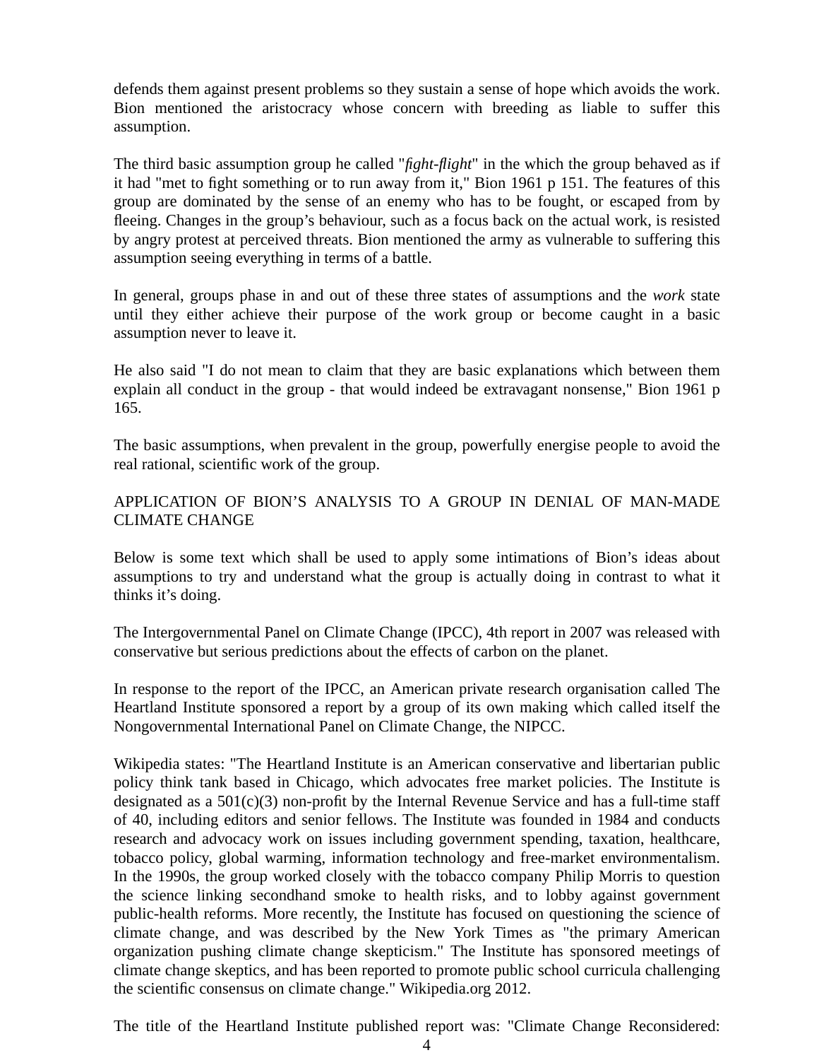defends them against present problems so they sustain a sense of hope which avoids the work. Bion mentioned the aristocracy whose concern with breeding as liable to suffer this assumption.

The third basic assumption group he called "*fight-flight*" in the which the group behaved as if it had "met to fight something or to run away from it," Bion 1961 p 151. The features of this group are dominated by the sense of an enemy who has to be fought, or escaped from by fleeing. Changes in the group's behaviour, such as a focus back on the actual work, is resisted by angry protest at perceived threats. Bion mentioned the army as vulnerable to suffering this assumption seeing everything in terms of a battle.

In general, groups phase in and out of these three states of assumptions and the *work* state until they either achieve their purpose of the work group or become caught in a basic assumption never to leave it.

He also said "I do not mean to claim that they are basic explanations which between them explain all conduct in the group - that would indeed be extravagant nonsense," Bion 1961 p 165.

The basic assumptions, when prevalent in the group, powerfully energise people to avoid the real rational, scientific work of the group.

## APPLICATION OF BION'S ANALYSIS TO A GROUP IN DENIAL OF MAN-MADE CLIMATE CHANGE

Below is some text which shall be used to apply some intimations of Bion's ideas about assumptions to try and understand what the group is actually doing in contrast to what it thinks it's doing.

The Intergovernmental Panel on Climate Change (IPCC), 4th report in 2007 was released with conservative but serious predictions about the effects of carbon on the planet.

In response to the report of the IPCC, an American private research organisation called The Heartland Institute sponsored a report by a group of its own making which called itself the Nongovernmental International Panel on Climate Change, the NIPCC.

Wikipedia states: "The Heartland Institute is an American conservative and libertarian public policy think tank based in Chicago, which advocates free market policies. The Institute is designated as a 501(c)(3) non-profit by the Internal Revenue Service and has a full-time staff of 40, including editors and senior fellows. The Institute was founded in 1984 and conducts research and advocacy work on issues including government spending, taxation, healthcare, tobacco policy, global warming, information technology and free-market environmentalism. In the 1990s, the group worked closely with the tobacco company Philip Morris to question the science linking secondhand smoke to health risks, and to lobby against government public-health reforms. More recently, the Institute has focused on questioning the science of climate change, and was described by the New York Times as "the primary American organization pushing climate change skepticism." The Institute has sponsored meetings of climate change skeptics, and has been reported to promote public school curricula challenging the scientific consensus on climate change." Wikipedia.org 2012.

The title of the Heartland Institute published report was: "Climate Change Reconsidered: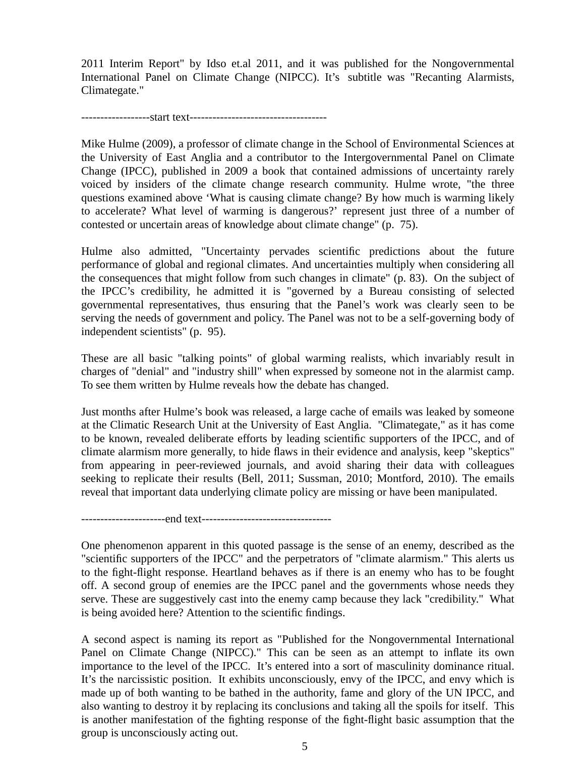2011 Interim Report" by Idso et.al 2011, and it was published for the Nongovernmental International Panel on Climate Change (NIPCC). It's subtitle was "Recanting Alarmists, Climategate."

------------------start text------------------------------------

Mike Hulme (2009), a professor of climate change in the School of Environmental Sciences at the University of East Anglia and a contributor to the Intergovernmental Panel on Climate Change (IPCC), published in 2009 a book that contained admissions of uncertainty rarely voiced by insiders of the climate change research community. Hulme wrote, "the three questions examined above 'What is causing climate change? By how much is warming likely to accelerate? What level of warming is dangerous?' represent just three of a number of contested or uncertain areas of knowledge about climate change" (p. 75).

Hulme also admitted, "Uncertainty pervades scientific predictions about the future performance of global and regional climates. And uncertainties multiply when considering all the consequences that might follow from such changes in climate" (p. 83). On the subject of the IPCC's credibility, he admitted it is "governed by a Bureau consisting of selected governmental representatives, thus ensuring that the Panel's work was clearly seen to be serving the needs of government and policy. The Panel was not to be a self-governing body of independent scientists" (p. 95).

These are all basic "talking points" of global warming realists, which invariably result in charges of "denial" and "industry shill" when expressed by someone not in the alarmist camp. To see them written by Hulme reveals how the debate has changed.

Just months after Hulme's book was released, a large cache of emails was leaked by someone at the Climatic Research Unit at the University of East Anglia. "Climategate," as it has come to be known, revealed deliberate efforts by leading scientific supporters of the IPCC, and of climate alarmism more generally, to hide flaws in their evidence and analysis, keep "skeptics" from appearing in peer-reviewed journals, and avoid sharing their data with colleagues seeking to replicate their results (Bell, 2011; Sussman, 2010; Montford, 2010). The emails reveal that important data underlying climate policy are missing or have been manipulated.

----------------------end text----------------------------------

One phenomenon apparent in this quoted passage is the sense of an enemy, described as the "scientific supporters of the IPCC" and the perpetrators of "climate alarmism." This alerts us to the fight-flight response. Heartland behaves as if there is an enemy who has to be fought off. A second group of enemies are the IPCC panel and the governments whose needs they serve. These are suggestively cast into the enemy camp because they lack "credibility." What is being avoided here? Attention to the scientific findings.

A second aspect is naming its report as "Published for the Nongovernmental International Panel on Climate Change (NIPCC)." This can be seen as an attempt to inflate its own importance to the level of the IPCC. It's entered into a sort of masculinity dominance ritual. It's the narcissistic position. It exhibits unconsciously, envy of the IPCC, and envy which is made up of both wanting to be bathed in the authority, fame and glory of the UN IPCC, and also wanting to destroy it by replacing its conclusions and taking all the spoils for itself. This is another manifestation of the fighting response of the fight-flight basic assumption that the group is unconsciously acting out.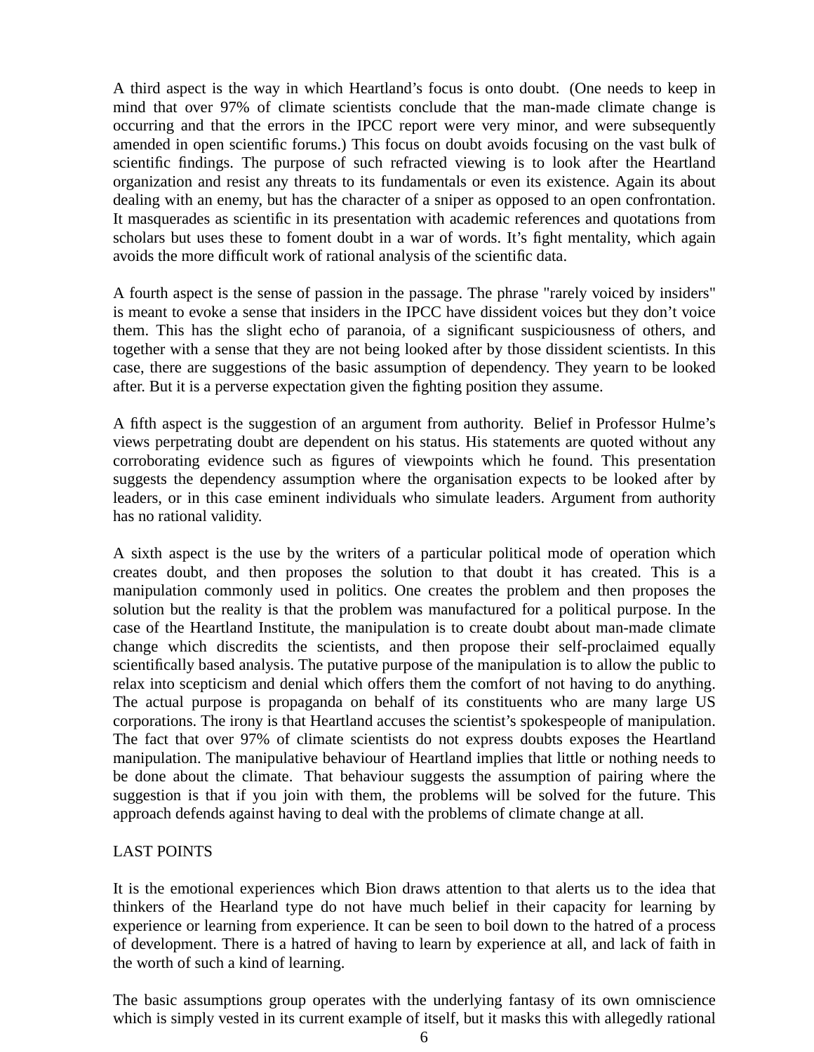A third aspect is the way in which Heartland's focus is onto doubt. (One needs to keep in mind that over 97% of climate scientists conclude that the man-made climate change is occurring and that the errors in the IPCC report were very minor, and were subsequently amended in open scientific forums.) This focus on doubt avoids focusing on the vast bulk of scientific findings. The purpose of such refracted viewing is to look after the Heartland organization and resist any threats to its fundamentals or even its existence. Again its about dealing with an enemy, but has the character of a sniper as opposed to an open confrontation. It masquerades as scientific in its presentation with academic references and quotations from scholars but uses these to foment doubt in a war of words. It's fight mentality, which again avoids the more difficult work of rational analysis of the scientific data.

A fourth aspect is the sense of passion in the passage. The phrase "rarely voiced by insiders" is meant to evoke a sense that insiders in the IPCC have dissident voices but they don't voice them. This has the slight echo of paranoia, of a significant suspiciousness of others, and together with a sense that they are not being looked after by those dissident scientists. In this case, there are suggestions of the basic assumption of dependency. They yearn to be looked after. But it is a perverse expectation given the fighting position they assume.

A fifth aspect is the suggestion of an argument from authority. Belief in Professor Hulme's views perpetrating doubt are dependent on his status. His statements are quoted without any corroborating evidence such as figures of viewpoints which he found. This presentation suggests the dependency assumption where the organisation expects to be looked after by leaders, or in this case eminent individuals who simulate leaders. Argument from authority has no rational validity.

A sixth aspect is the use by the writers of a particular political mode of operation which creates doubt, and then proposes the solution to that doubt it has created. This is a manipulation commonly used in politics. One creates the problem and then proposes the solution but the reality is that the problem was manufactured for a political purpose. In the case of the Heartland Institute, the manipulation is to create doubt about man-made climate change which discredits the scientists, and then propose their self-proclaimed equally scientifically based analysis. The putative purpose of the manipulation is to allow the public to relax into scepticism and denial which offers them the comfort of not having to do anything. The actual purpose is propaganda on behalf of its constituents who are many large US corporations. The irony is that Heartland accuses the scientist's spokespeople of manipulation. The fact that over 97% of climate scientists do not express doubts exposes the Heartland manipulation. The manipulative behaviour of Heartland implies that little or nothing needs to be done about the climate. That behaviour suggests the assumption of pairing where the suggestion is that if you join with them, the problems will be solved for the future. This approach defends against having to deal with the problems of climate change at all.

LAST POINTS

It is the emotional experiences which Bion draws attention to that alerts us to the idea that thinkers of the Hearland type do not have much belief in their capacity for learning by experience or learning from experience. It can be seen to boil down to the hatred of a process of development. There is a hatred of having to learn by experience at all, and lack of faith in the worth of such a kind of learning.

The basic assumptions group operates with the underlying fantasy of its own omniscience which is simply vested in its current example of itself, but it masks this with allegedly rational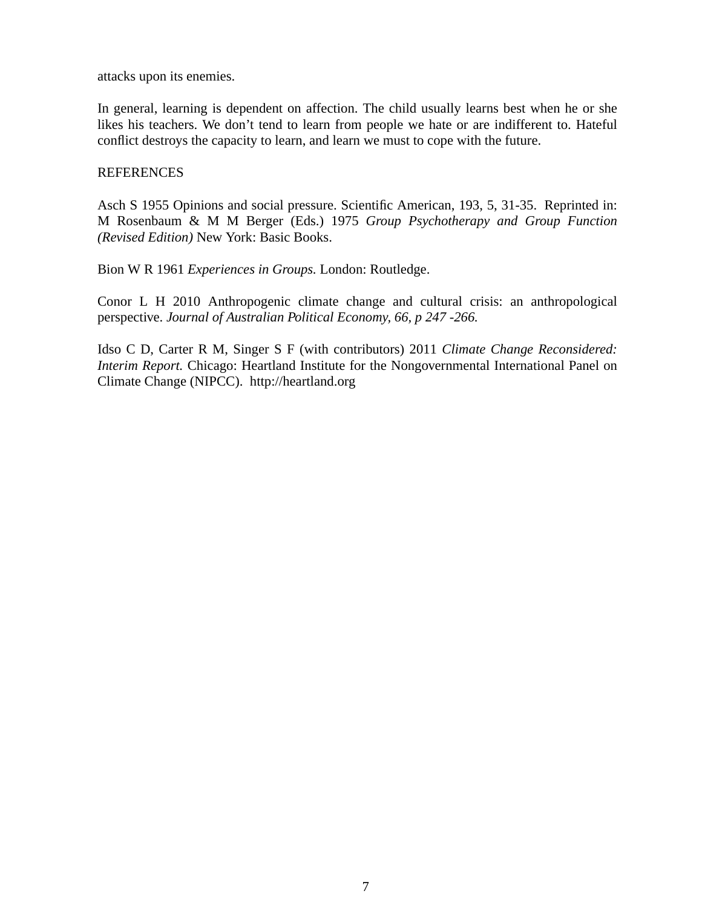attacks upon its enemies.

In general, learning is dependent on affection. The child usually learns best when he or she likes his teachers. We don't tend to learn from people we hate or are indifferent to. Hateful conflict destroys the capacity to learn, and learn we must to cope with the future.

REFERENCES

Asch S 1955 Opinions and social pressure. Scientific American, 193, 5, 31-35. Reprinted in: M Rosenbaum & M M Berger (Eds.) 1975 *Group Psychotherapy and Group Function (Revised Edition)* New York: Basic Books.

Bion W R 1961 *Experiences in Groups.* London: Routledge.

Conor L H 2010 Anthropogenic climate change and cultural crisis: an anthropological perspective. *Journal of Australian Political Economy, 66, p 247 -266.*

Idso C D, Carter R M, Singer S F (with contributors) 2011 *Climate Change Reconsidered: Interim Report.* Chicago: Heartland Institute for the Nongovernmental International Panel on Climate Change (NIPCC). http://heartland.org